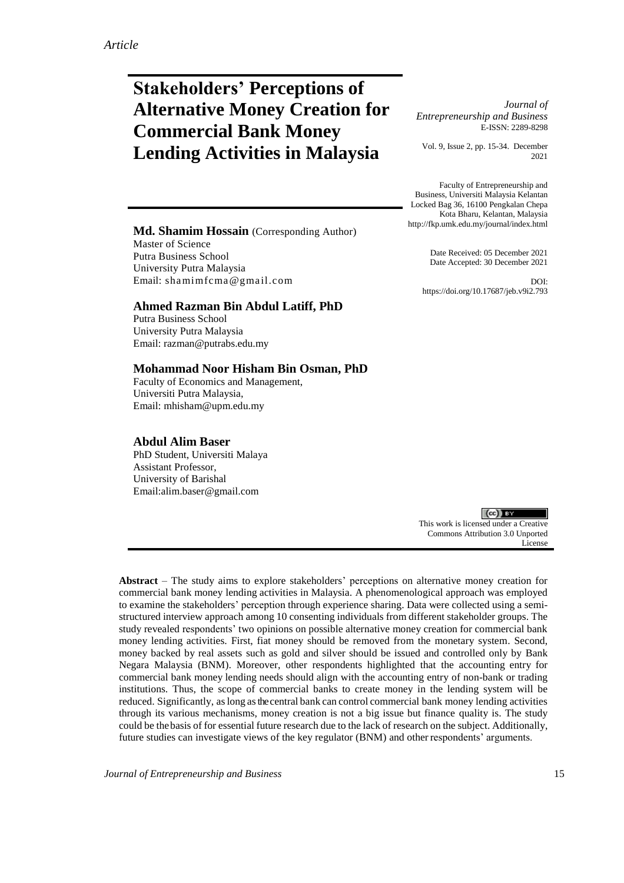*Article*

# Stakeholders' Perceptions of Alternative Money Creation for Commercial Bank Money Lending Activities in Malaysia

*Journal of Entrepreneurship and Business*
E-ISSN: 2289-8298

Vol. 9, Issue 2, pp. 15-34. December 2021

Faculty of Entrepreneurship and Business, Universiti Malaysia Kelantan
Locked Bag 36, 16100 Pengkalan Chepa
Kota Bharu, Kelantan, Malaysia
http://fkp.umk.edu.my/journal/index.html

Date Received: 05 December 2021
Date Accepted: 30 December 2021

DOI: https://doi.org/10.17687/jeb.v9i2.793

**Md. Shamim Hossain** (Corresponding Author)
Master of Science
Putra Business School
University Putra Malaysia
Email: shamimfcma@gmail.com

**Ahmed Razman Bin Abdul Latiff, PhD**
Putra Business School
University Putra Malaysia
Email: razman@putrabs.edu.my

**Mohammad Noor Hisham Bin Osman, PhD**
Faculty of Economics and Management,
Universiti Putra Malaysia,
Email: mhisham@upm.edu.my

**Abdul Alim Baser**
PhD Student, Universiti Malaya
Assistant Professor,
University of Barishal
Email:alim.baser@gmail.com

This work is licensed under a Creative Commons Attribution 3.0 Unported License

**Abstract** – The study aims to explore stakeholders' perceptions on alternative money creation for commercial bank money lending activities in Malaysia. A phenomenological approach was employed to examine the stakeholders' perception through experience sharing. Data were collected using a semi-structured interview approach among 10 consenting individuals from different stakeholder groups. The study revealed respondents' two opinions on possible alternative money creation for commercial bank money lending activities. First, fiat money should be removed from the monetary system. Second, money backed by real assets such as gold and silver should be issued and controlled only by Bank Negara Malaysia (BNM). Moreover, other respondents highlighted that the accounting entry for commercial bank money lending needs should align with the accounting entry of non-bank or trading institutions. Thus, the scope of commercial banks to create money in the lending system will be reduced. Significantly, as long as the central bank can control commercial bank money lending activities through its various mechanisms, money creation is not a big issue but finance quality is. The study could be the basis of for essential future research due to the lack of research on the subject. Additionally, future studies can investigate views of the key regulator (BNM) and other respondents' arguments.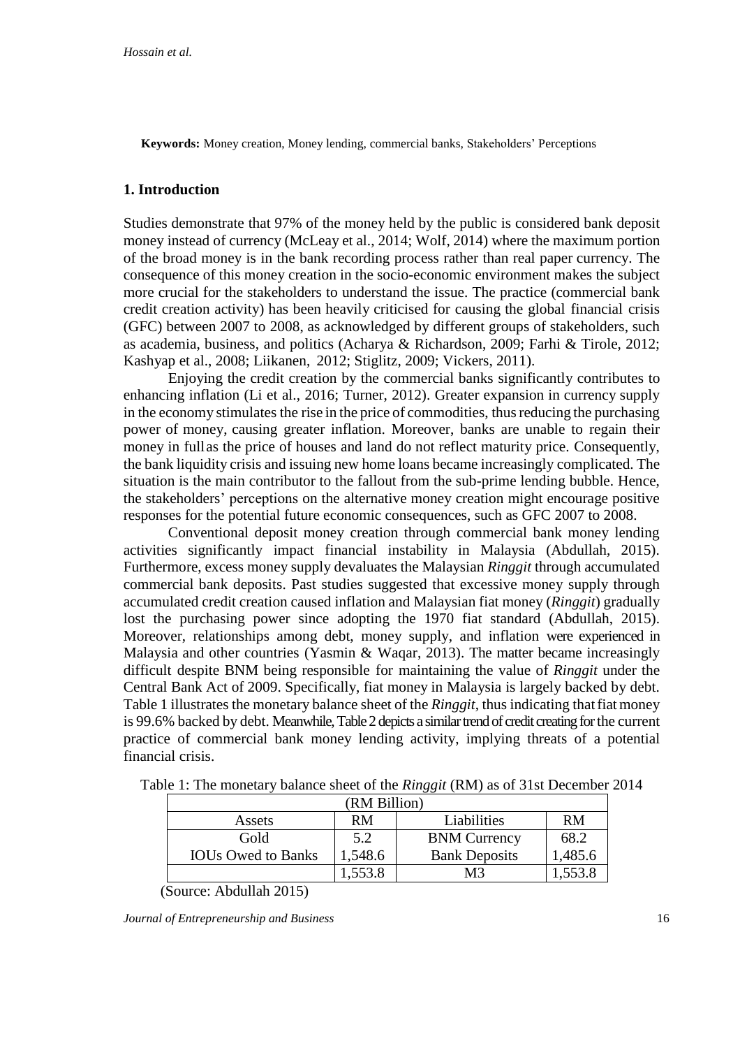**Keywords:** Money creation, Money lending, commercial banks, Stakeholders' Perceptions

## 1. Introduction

Studies demonstrate that 97% of the money held by the public is considered bank deposit money instead of currency (McLeay et al., 2014; Wolf, 2014) where the maximum portion of the broad money is in the bank recording process rather than real paper currency. The consequence of this money creation in the socio-economic environment makes the subject more crucial for the stakeholders to understand the issue. The practice (commercial bank credit creation activity) has been heavily criticised for causing the global financial crisis (GFC) between 2007 to 2008, as acknowledged by different groups of stakeholders, such as academia, business, and politics (Acharya & Richardson, 2009; Farhi & Tirole, 2012; Kashyap et al., 2008; Liikanen, 2012; Stiglitz, 2009; Vickers, 2011).

Enjoying the credit creation by the commercial banks significantly contributes to enhancing inflation (Li et al., 2016; Turner, 2012). Greater expansion in currency supply in the economy stimulates the rise in the price of commodities, thus reducing the purchasing power of money, causing greater inflation. Moreover, banks are unable to regain their money in full as the price of houses and land do not reflect maturity price. Consequently, the bank liquidity crisis and issuing new home loans became increasingly complicated. The situation is the main contributor to the fallout from the sub-prime lending bubble. Hence, the stakeholders' perceptions on the alternative money creation might encourage positive responses for the potential future economic consequences, such as GFC 2007 to 2008.

Conventional deposit money creation through commercial bank money lending activities significantly impact financial instability in Malaysia (Abdullah, 2015). Furthermore, excess money supply devaluates the Malaysian *Ringgit* through accumulated commercial bank deposits. Past studies suggested that excessive money supply through accumulated credit creation caused inflation and Malaysian fiat money (*Ringgit*) gradually lost the purchasing power since adopting the 1970 fiat standard (Abdullah, 2015). Moreover, relationships among debt, money supply, and inflation were experienced in Malaysia and other countries (Yasmin & Waqar, 2013). The matter became increasingly difficult despite BNM being responsible for maintaining the value of *Ringgit* under the Central Bank Act of 2009. Specifically, fiat money in Malaysia is largely backed by debt. Table 1 illustrates the monetary balance sheet of the *Ringgit*, thus indicating that fiat money is 99.6% backed by debt. Meanwhile, Table 2 depicts a similar trend of credit creating for the current practice of commercial bank money lending activity, implying threats of a potential financial crisis.

Table 1: The monetary balance sheet of the *Ringgit* (RM) as of 31st December 2014

| (RM Billion) | | | |
|---|---|---|---|
| Assets | RM | Liabilities | RM |
| Gold | 5.2 | BNM Currency | 68.2 |
| IOUs Owed to Banks | 1,548.6 | Bank Deposits | 1,485.6 |
| | 1,553.8 | M3 | 1,553.8 |

(Source: Abdullah 2015)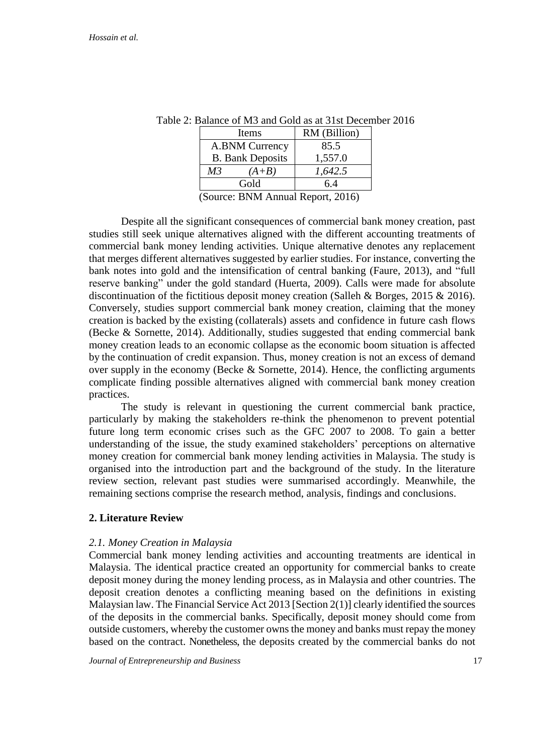Table 2: Balance of M3 and Gold as at 31st December 2016

| Items | RM (Billion) |
| --- | --- |
| A.BNM Currency | 85.5 |
| B. Bank Deposits | 1,557.0 |
| *M3 (A+B)* | *1,642.5* |
| Gold | 6.4 |

(Source: BNM Annual Report, 2016)

Despite all the significant consequences of commercial bank money creation, past studies still seek unique alternatives aligned with the different accounting treatments of commercial bank money lending activities. Unique alternative denotes any replacement that merges different alternatives suggested by earlier studies. For instance, converting the bank notes into gold and the intensification of central banking (Faure, 2013), and "full reserve banking" under the gold standard (Huerta, 2009). Calls were made for absolute discontinuation of the fictitious deposit money creation (Salleh & Borges, 2015 & 2016). Conversely, studies support commercial bank money creation, claiming that the money creation is backed by the existing (collaterals) assets and confidence in future cash flows (Becke & Sornette, 2014). Additionally, studies suggested that ending commercial bank money creation leads to an economic collapse as the economic boom situation is affected by the continuation of credit expansion. Thus, money creation is not an excess of demand over supply in the economy (Becke & Sornette, 2014). Hence, the conflicting arguments complicate finding possible alternatives aligned with commercial bank money creation practices.

The study is relevant in questioning the current commercial bank practice, particularly by making the stakeholders re-think the phenomenon to prevent potential future long term economic crises such as the GFC 2007 to 2008. To gain a better understanding of the issue, the study examined stakeholders' perceptions on alternative money creation for commercial bank money lending activities in Malaysia. The study is organised into the introduction part and the background of the study. In the literature review section, relevant past studies were summarised accordingly. Meanwhile, the remaining sections comprise the research method, analysis, findings and conclusions.

## 2. Literature Review

### *2.1. Money Creation in Malaysia*

Commercial bank money lending activities and accounting treatments are identical in Malaysia. The identical practice created an opportunity for commercial banks to create deposit money during the money lending process, as in Malaysia and other countries. The deposit creation denotes a conflicting meaning based on the definitions in existing Malaysian law. The Financial Service Act 2013 [Section 2(1)] clearly identified the sources of the deposits in the commercial banks. Specifically, deposit money should come from outside customers, whereby the customer owns the money and banks must repay the money based on the contract. Nonetheless, the deposits created by the commercial banks do not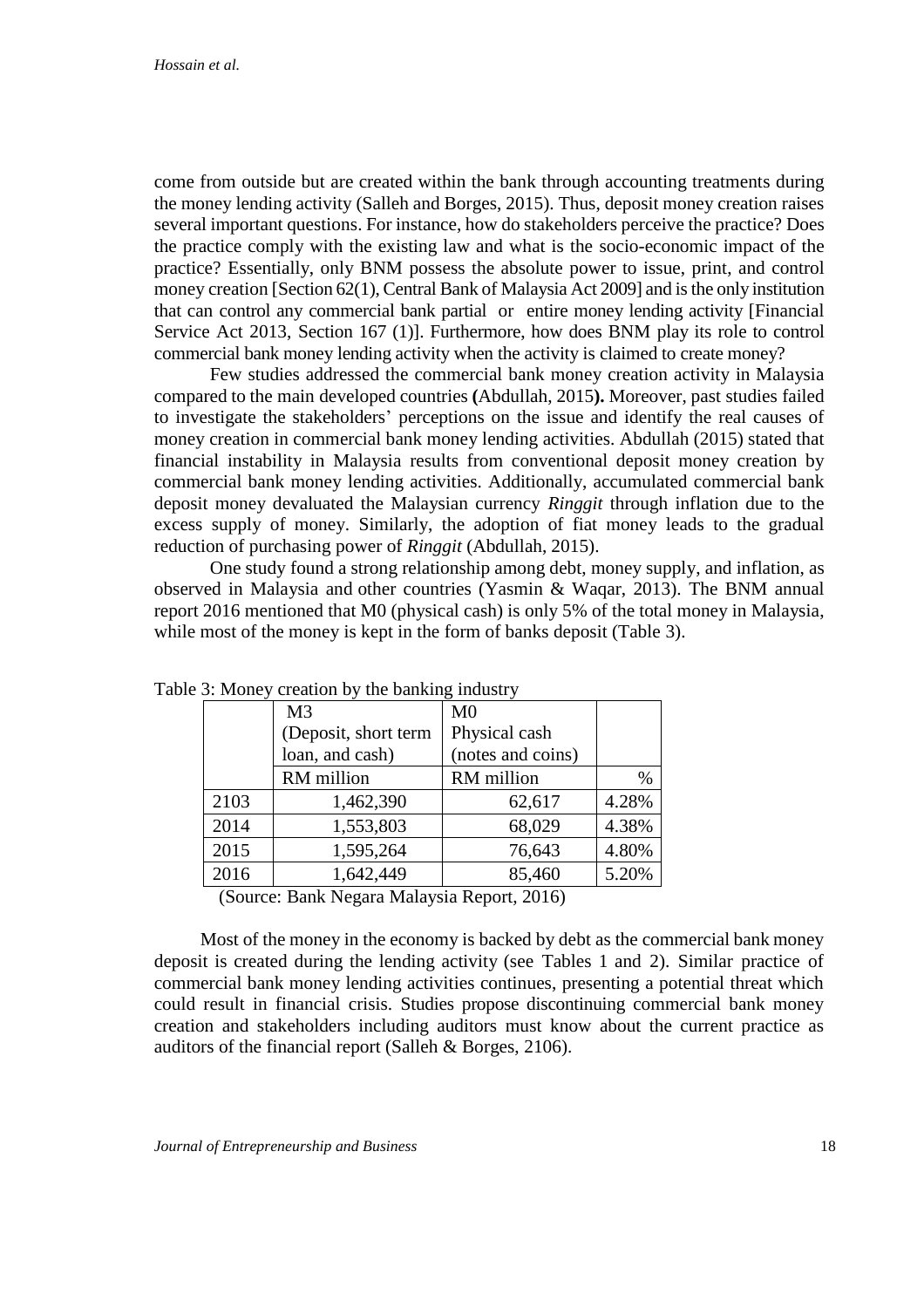come from outside but are created within the bank through accounting treatments during the money lending activity (Salleh and Borges, 2015). Thus, deposit money creation raises several important questions. For instance, how do stakeholders perceive the practice? Does the practice comply with the existing law and what is the socio-economic impact of the practice? Essentially, only BNM possess the absolute power to issue, print, and control money creation [Section 62(1), Central Bank of Malaysia Act 2009] and is the only institution that can control any commercial bank partial or entire money lending activity [Financial Service Act 2013, Section 167 (1)]. Furthermore, how does BNM play its role to control commercial bank money lending activity when the activity is claimed to create money?

Few studies addressed the commercial bank money creation activity in Malaysia compared to the main developed countries **(**Abdullah, 2015**).** Moreover, past studies failed to investigate the stakeholders' perceptions on the issue and identify the real causes of money creation in commercial bank money lending activities. Abdullah (2015) stated that financial instability in Malaysia results from conventional deposit money creation by commercial bank money lending activities. Additionally, accumulated commercial bank deposit money devaluated the Malaysian currency *Ringgit* through inflation due to the excess supply of money. Similarly, the adoption of fiat money leads to the gradual reduction of purchasing power of *Ringgit* (Abdullah, 2015).

One study found a strong relationship among debt, money supply, and inflation, as observed in Malaysia and other countries (Yasmin & Waqar, 2013). The BNM annual report 2016 mentioned that M0 (physical cash) is only 5% of the total money in Malaysia, while most of the money is kept in the form of banks deposit (Table 3).

Table 3: Money creation by the banking industry

| | M3 (Deposit, short term loan, and cash) | M0 Physical cash (notes and coins) | |
|---|---|---|---|
| | RM million | RM million | % |
| 2103 | 1,462,390 | 62,617 | 4.28% |
| 2014 | 1,553,803 | 68,029 | 4.38% |
| 2015 | 1,595,264 | 76,643 | 4.80% |
| 2016 | 1,642,449 | 85,460 | 5.20% |

(Source: Bank Negara Malaysia Report, 2016)

Most of the money in the economy is backed by debt as the commercial bank money deposit is created during the lending activity (see Tables 1 and 2). Similar practice of commercial bank money lending activities continues, presenting a potential threat which could result in financial crisis. Studies propose discontinuing commercial bank money creation and stakeholders including auditors must know about the current practice as auditors of the financial report (Salleh & Borges, 2106).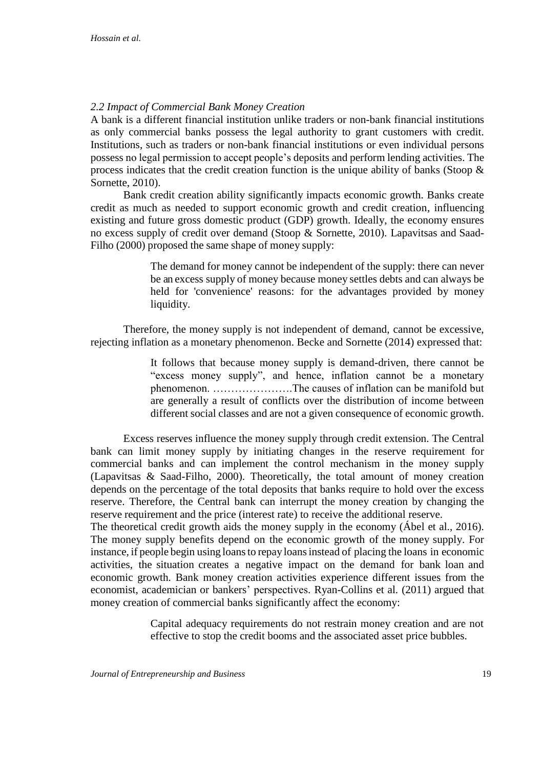### *2.2 Impact of Commercial Bank Money Creation*

A bank is a different financial institution unlike traders or non-bank financial institutions as only commercial banks possess the legal authority to grant customers with credit. Institutions, such as traders or non-bank financial institutions or even individual persons possess no legal permission to accept people's deposits and perform lending activities. The process indicates that the credit creation function is the unique ability of banks (Stoop & Sornette, 2010).

Bank credit creation ability significantly impacts economic growth. Banks create credit as much as needed to support economic growth and credit creation, influencing existing and future gross domestic product (GDP) growth. Ideally, the economy ensures no excess supply of credit over demand (Stoop & Sornette, 2010). Lapavitsas and Saad-Filho (2000) proposed the same shape of money supply:

> The demand for money cannot be independent of the supply: there can never be an excess supply of money because money settles debts and can always be held for 'convenience' reasons: for the advantages provided by money liquidity.

Therefore, the money supply is not independent of demand, cannot be excessive, rejecting inflation as a monetary phenomenon. Becke and Sornette (2014) expressed that:

> It follows that because money supply is demand-driven, there cannot be "excess money supply", and hence, inflation cannot be a monetary phenomenon. ………………….The causes of inflation can be manifold but are generally a result of conflicts over the distribution of income between different social classes and are not a given consequence of economic growth.

Excess reserves influence the money supply through credit extension. The Central bank can limit money supply by initiating changes in the reserve requirement for commercial banks and can implement the control mechanism in the money supply (Lapavitsas & Saad-Filho, 2000). Theoretically, the total amount of money creation depends on the percentage of the total deposits that banks require to hold over the excess reserve. Therefore, the Central bank can interrupt the money creation by changing the reserve requirement and the price (interest rate) to receive the additional reserve.

The theoretical credit growth aids the money supply in the economy (Ábel et al., 2016). The money supply benefits depend on the economic growth of the money supply. For instance, if people begin using loans to repay loans instead of placing the loans in economic activities, the situation creates a negative impact on the demand for bank loan and economic growth. Bank money creation activities experience different issues from the economist, academician or bankers' perspectives. Ryan-Collins et al. (2011) argued that money creation of commercial banks significantly affect the economy:

> Capital adequacy requirements do not restrain money creation and are not effective to stop the credit booms and the associated asset price bubbles.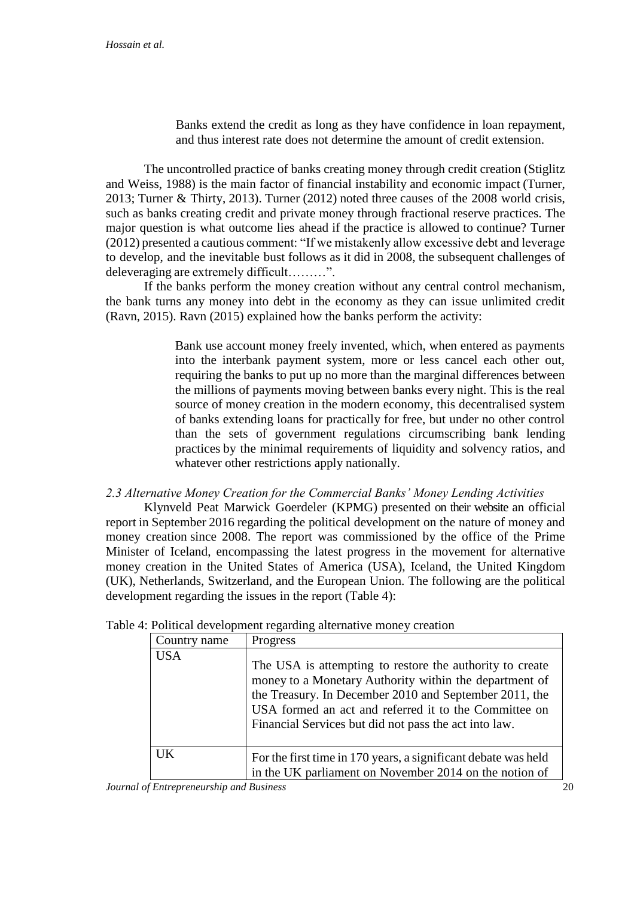> Banks extend the credit as long as they have confidence in loan repayment, and thus interest rate does not determine the amount of credit extension.

The uncontrolled practice of banks creating money through credit creation (Stiglitz and Weiss, 1988) is the main factor of financial instability and economic impact (Turner, 2013; Turner & Thirty, 2013). Turner (2012) noted three causes of the 2008 world crisis, such as banks creating credit and private money through fractional reserve practices. The major question is what outcome lies ahead if the practice is allowed to continue? Turner (2012) presented a cautious comment: "If we mistakenly allow excessive debt and leverage to develop, and the inevitable bust follows as it did in 2008, the subsequent challenges of deleveraging are extremely difficult………".

If the banks perform the money creation without any central control mechanism, the bank turns any money into debt in the economy as they can issue unlimited credit (Ravn, 2015). Ravn (2015) explained how the banks perform the activity:

> Bank use account money freely invented, which, when entered as payments into the interbank payment system, more or less cancel each other out, requiring the banks to put up no more than the marginal differences between the millions of payments moving between banks every night. This is the real source of money creation in the modern economy, this decentralised system of banks extending loans for practically for free, but under no other control than the sets of government regulations circumscribing bank lending practices by the minimal requirements of liquidity and solvency ratios, and whatever other restrictions apply nationally.

### *2.3 Alternative Money Creation for the Commercial Banks' Money Lending Activities*

Klynveld Peat Marwick Goerdeler (KPMG) presented on their website an official report in September 2016 regarding the political development on the nature of money and money creation since 2008. The report was commissioned by the office of the Prime Minister of Iceland, encompassing the latest progress in the movement for alternative money creation in the United States of America (USA), Iceland, the United Kingdom (UK), Netherlands, Switzerland, and the European Union. The following are the political development regarding the issues in the report (Table 4):

Table 4: Political development regarding alternative money creation

| Country name | Progress |
|---|---|
| USA | The USA is attempting to restore the authority to create money to a Monetary Authority within the department of the Treasury. In December 2010 and September 2011, the USA formed an act and referred it to the Committee on Financial Services but did not pass the act into law. |
| UK | For the first time in 170 years, a significant debate was held in the UK parliament on November 2014 on the notion of |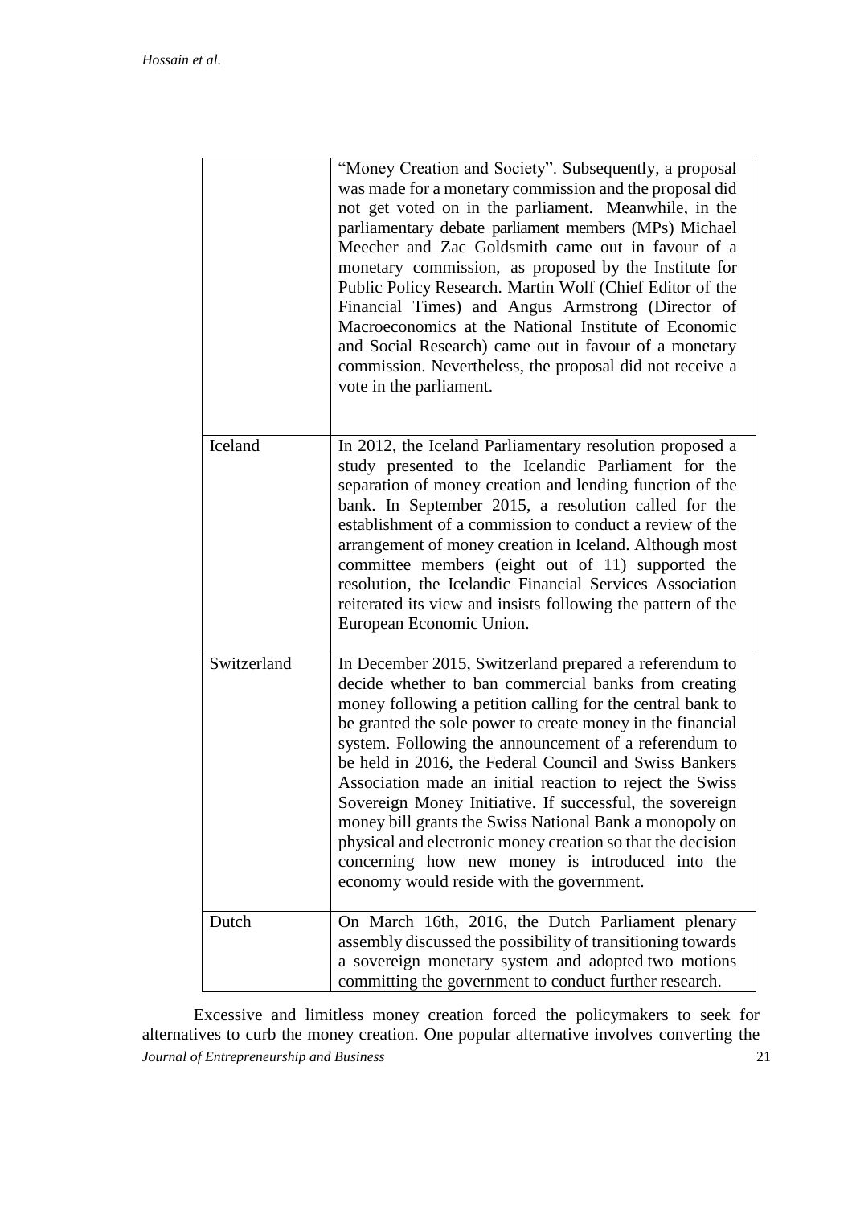| | |
|---|---|
| | "Money Creation and Society". Subsequently, a proposal was made for a monetary commission and the proposal did not get voted on in the parliament. Meanwhile, in the parliamentary debate parliament members (MPs) Michael Meecher and Zac Goldsmith came out in favour of a monetary commission, as proposed by the Institute for Public Policy Research. Martin Wolf (Chief Editor of the Financial Times) and Angus Armstrong (Director of Macroeconomics at the National Institute of Economic and Social Research) came out in favour of a monetary commission. Nevertheless, the proposal did not receive a vote in the parliament. |
| Iceland | In 2012, the Iceland Parliamentary resolution proposed a study presented to the Icelandic Parliament for the separation of money creation and lending function of the bank. In September 2015, a resolution called for the establishment of a commission to conduct a review of the arrangement of money creation in Iceland. Although most committee members (eight out of 11) supported the resolution, the Icelandic Financial Services Association reiterated its view and insists following the pattern of the European Economic Union. |
| Switzerland | In December 2015, Switzerland prepared a referendum to decide whether to ban commercial banks from creating money following a petition calling for the central bank to be granted the sole power to create money in the financial system. Following the announcement of a referendum to be held in 2016, the Federal Council and Swiss Bankers Association made an initial reaction to reject the Swiss Sovereign Money Initiative. If successful, the sovereign money bill grants the Swiss National Bank a monopoly on physical and electronic money creation so that the decision concerning how new money is introduced into the economy would reside with the government. |
| Dutch | On March 16th, 2016, the Dutch Parliament plenary assembly discussed the possibility of transitioning towards a sovereign monetary system and adopted two motions committing the government to conduct further research. |

Excessive and limitless money creation forced the policymakers to seek for alternatives to curb the money creation. One popular alternative involves converting the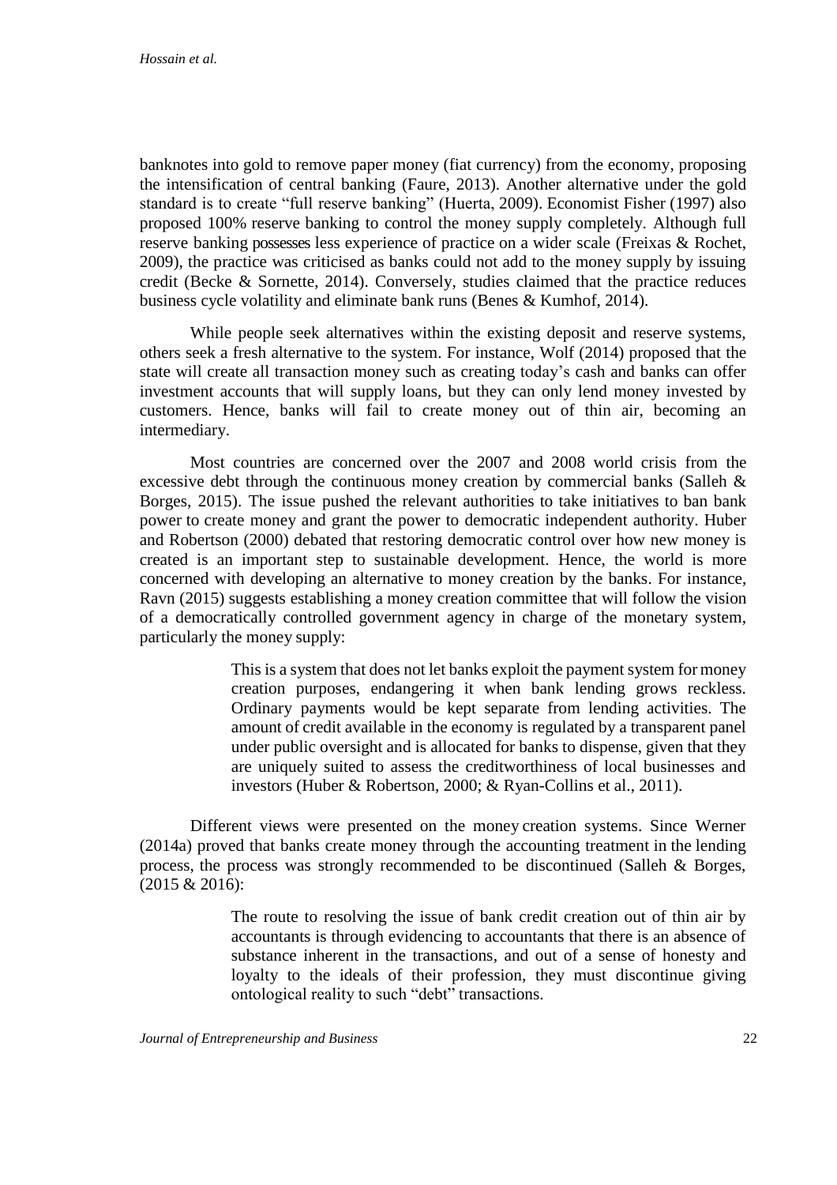banknotes into gold to remove paper money (fiat currency) from the economy, proposing the intensification of central banking (Faure, 2013). Another alternative under the gold standard is to create "full reserve banking" (Huerta, 2009). Economist Fisher (1997) also proposed 100% reserve banking to control the money supply completely. Although full reserve banking possesses less experience of practice on a wider scale (Freixas & Rochet, 2009), the practice was criticised as banks could not add to the money supply by issuing credit (Becke & Sornette, 2014). Conversely, studies claimed that the practice reduces business cycle volatility and eliminate bank runs (Benes & Kumhof, 2014).

While people seek alternatives within the existing deposit and reserve systems, others seek a fresh alternative to the system. For instance, Wolf (2014) proposed that the state will create all transaction money such as creating today's cash and banks can offer investment accounts that will supply loans, but they can only lend money invested by customers. Hence, banks will fail to create money out of thin air, becoming an intermediary.

Most countries are concerned over the 2007 and 2008 world crisis from the excessive debt through the continuous money creation by commercial banks (Salleh & Borges, 2015). The issue pushed the relevant authorities to take initiatives to ban bank power to create money and grant the power to democratic independent authority. Huber and Robertson (2000) debated that restoring democratic control over how new money is created is an important step to sustainable development. Hence, the world is more concerned with developing an alternative to money creation by the banks. For instance, Ravn (2015) suggests establishing a money creation committee that will follow the vision of a democratically controlled government agency in charge of the monetary system, particularly the money supply:

> This is a system that does not let banks exploit the payment system for money creation purposes, endangering it when bank lending grows reckless. Ordinary payments would be kept separate from lending activities. The amount of credit available in the economy is regulated by a transparent panel under public oversight and is allocated for banks to dispense, given that they are uniquely suited to assess the creditworthiness of local businesses and investors (Huber & Robertson, 2000; & Ryan-Collins et al., 2011).

Different views were presented on the money creation systems. Since Werner (2014a) proved that banks create money through the accounting treatment in the lending process, the process was strongly recommended to be discontinued (Salleh & Borges, (2015 & 2016):

> The route to resolving the issue of bank credit creation out of thin air by accountants is through evidencing to accountants that there is an absence of substance inherent in the transactions, and out of a sense of honesty and loyalty to the ideals of their profession, they must discontinue giving ontological reality to such "debt" transactions.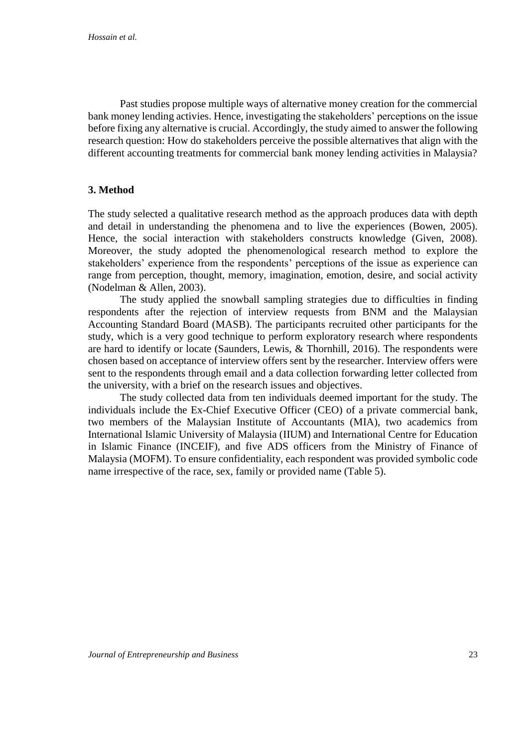Past studies propose multiple ways of alternative money creation for the commercial bank money lending activies. Hence, investigating the stakeholders' perceptions on the issue before fixing any alternative is crucial. Accordingly, the study aimed to answer the following research question: How do stakeholders perceive the possible alternatives that align with the different accounting treatments for commercial bank money lending activities in Malaysia?

## 3. Method

The study selected a qualitative research method as the approach produces data with depth and detail in understanding the phenomena and to live the experiences (Bowen, 2005). Hence, the social interaction with stakeholders constructs knowledge (Given, 2008). Moreover, the study adopted the phenomenological research method to explore the stakeholders' experience from the respondents' perceptions of the issue as experience can range from perception, thought, memory, imagination, emotion, desire, and social activity (Nodelman & Allen, 2003).

The study applied the snowball sampling strategies due to difficulties in finding respondents after the rejection of interview requests from BNM and the Malaysian Accounting Standard Board (MASB). The participants recruited other participants for the study, which is a very good technique to perform exploratory research where respondents are hard to identify or locate (Saunders, Lewis, & Thornhill, 2016). The respondents were chosen based on acceptance of interview offers sent by the researcher. Interview offers were sent to the respondents through email and a data collection forwarding letter collected from the university, with a brief on the research issues and objectives.

The study collected data from ten individuals deemed important for the study. The individuals include the Ex-Chief Executive Officer (CEO) of a private commercial bank, two members of the Malaysian Institute of Accountants (MIA), two academics from International Islamic University of Malaysia (IIUM) and International Centre for Education in Islamic Finance (INCEIF), and five ADS officers from the Ministry of Finance of Malaysia (MOFM). To ensure confidentiality, each respondent was provided symbolic code name irrespective of the race, sex, family or provided name (Table 5).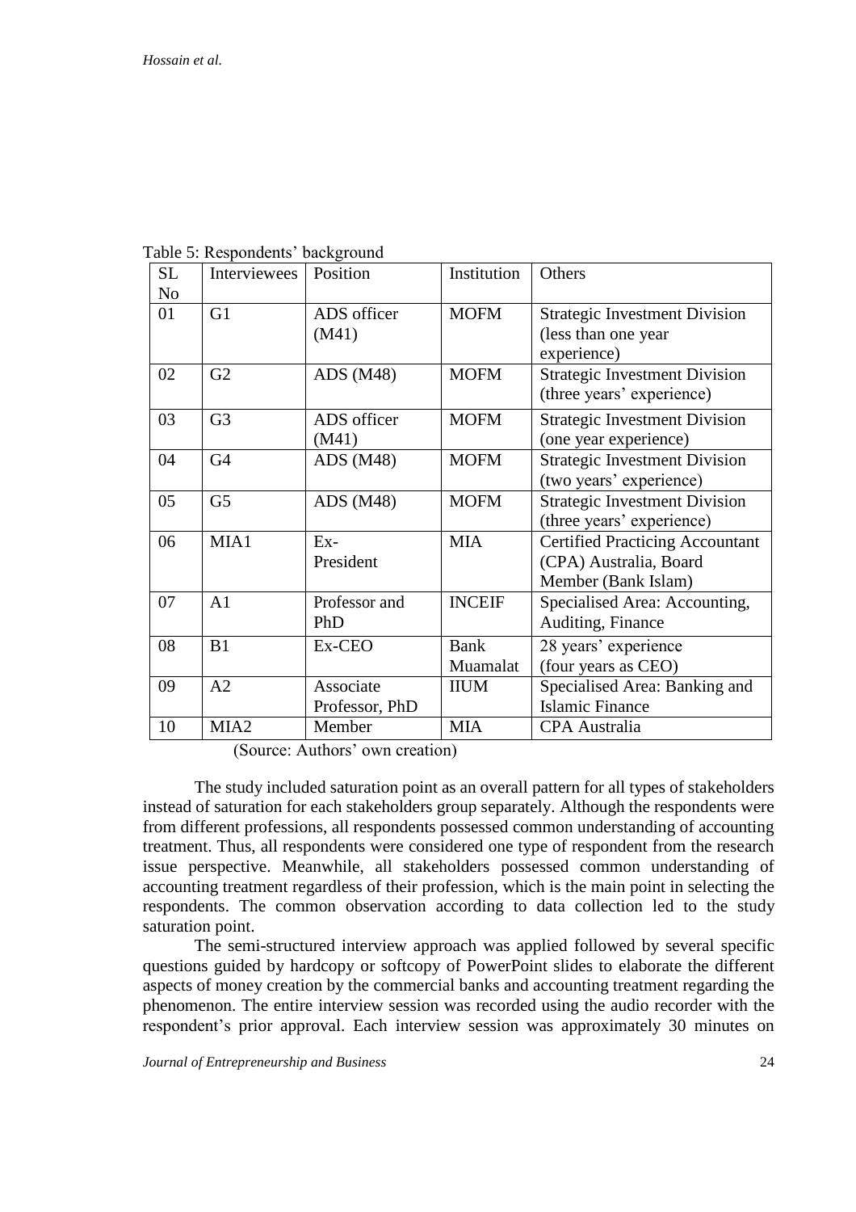Table 5: Respondents' background

| SL No | Interviewees | Position | Institution | Others |
|---|---|---|---|---|
| 01 | G1 | ADS officer (M41) | MOFM | Strategic Investment Division (less than one year experience) |
| 02 | G2 | ADS (M48) | MOFM | Strategic Investment Division (three years' experience) |
| 03 | G3 | ADS officer (M41) | MOFM | Strategic Investment Division (one year experience) |
| 04 | G4 | ADS (M48) | MOFM | Strategic Investment Division (two years' experience) |
| 05 | G5 | ADS (M48) | MOFM | Strategic Investment Division (three years' experience) |
| 06 | MIA1 | Ex-President | MIA | Certified Practicing Accountant (CPA) Australia, Board Member (Bank Islam) |
| 07 | A1 | Professor and PhD | INCEIF | Specialised Area: Accounting, Auditing, Finance |
| 08 | B1 | Ex-CEO | Bank Muamalat | 28 years' experience (four years as CEO) |
| 09 | A2 | Associate Professor, PhD | IIUM | Specialised Area: Banking and Islamic Finance |
| 10 | MIA2 | Member | MIA | CPA Australia |

(Source: Authors' own creation)

The study included saturation point as an overall pattern for all types of stakeholders instead of saturation for each stakeholders group separately. Although the respondents were from different professions, all respondents possessed common understanding of accounting treatment. Thus, all respondents were considered one type of respondent from the research issue perspective. Meanwhile, all stakeholders possessed common understanding of accounting treatment regardless of their profession, which is the main point in selecting the respondents. The common observation according to data collection led to the study saturation point.

The semi-structured interview approach was applied followed by several specific questions guided by hardcopy or softcopy of PowerPoint slides to elaborate the different aspects of money creation by the commercial banks and accounting treatment regarding the phenomenon. The entire interview session was recorded using the audio recorder with the respondent's prior approval. Each interview session was approximately 30 minutes on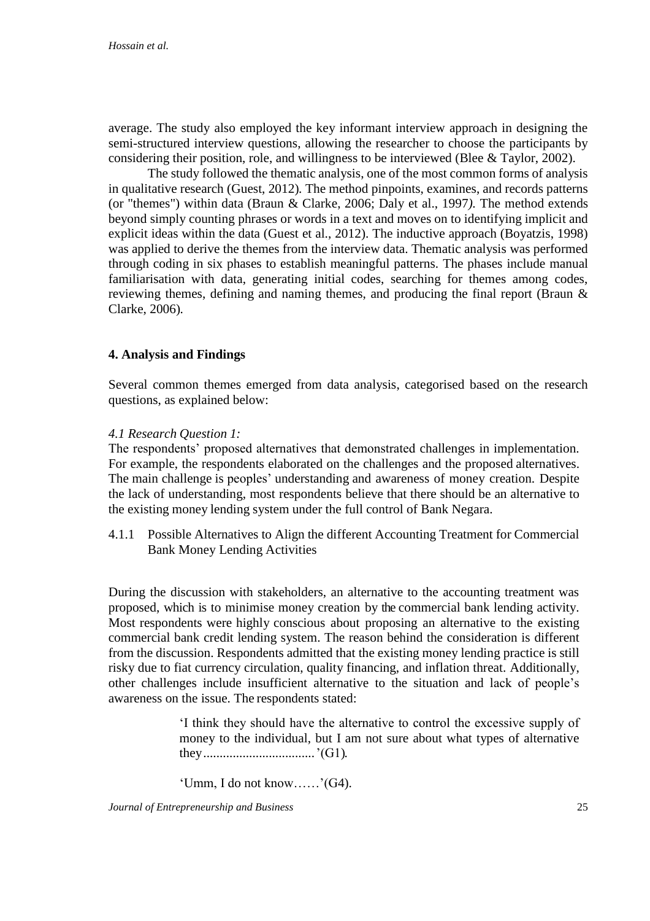average. The study also employed the key informant interview approach in designing the semi-structured interview questions, allowing the researcher to choose the participants by considering their position, role, and willingness to be interviewed (Blee & Taylor, 2002).

The study followed the thematic analysis, one of the most common forms of analysis in qualitative research (Guest, 2012). The method pinpoints, examines, and records patterns (or "themes") within data (Braun & Clarke, 2006; Daly et al., 1997*)*. The method extends beyond simply counting phrases or words in a text and moves on to identifying implicit and explicit ideas within the data (Guest et al., 2012). The inductive approach (Boyatzis, 1998) was applied to derive the themes from the interview data. Thematic analysis was performed through coding in six phases to establish meaningful patterns. The phases include manual familiarisation with data, generating initial codes, searching for themes among codes, reviewing themes, defining and naming themes, and producing the final report (Braun & Clarke, 2006).

## 4. Analysis and Findings

Several common themes emerged from data analysis, categorised based on the research questions, as explained below:

### *4.1 Research Question 1:*

The respondents' proposed alternatives that demonstrated challenges in implementation. For example, the respondents elaborated on the challenges and the proposed alternatives. The main challenge is peoples' understanding and awareness of money creation. Despite the lack of understanding, most respondents believe that there should be an alternative to the existing money lending system under the full control of Bank Negara.

#### 4.1.1 Possible Alternatives to Align the different Accounting Treatment for Commercial Bank Money Lending Activities

During the discussion with stakeholders, an alternative to the accounting treatment was proposed, which is to minimise money creation by the commercial bank lending activity. Most respondents were highly conscious about proposing an alternative to the existing commercial bank credit lending system. The reason behind the consideration is different from the discussion. Respondents admitted that the existing money lending practice is still risky due to fiat currency circulation, quality financing, and inflation threat. Additionally, other challenges include insufficient alternative to the situation and lack of people's awareness on the issue. The respondents stated:

> 'I think they should have the alternative to control the excessive supply of money to the individual, but I am not sure about what types of alternative they.................................'(G1).
>
> 'Umm, I do not know……'(G4).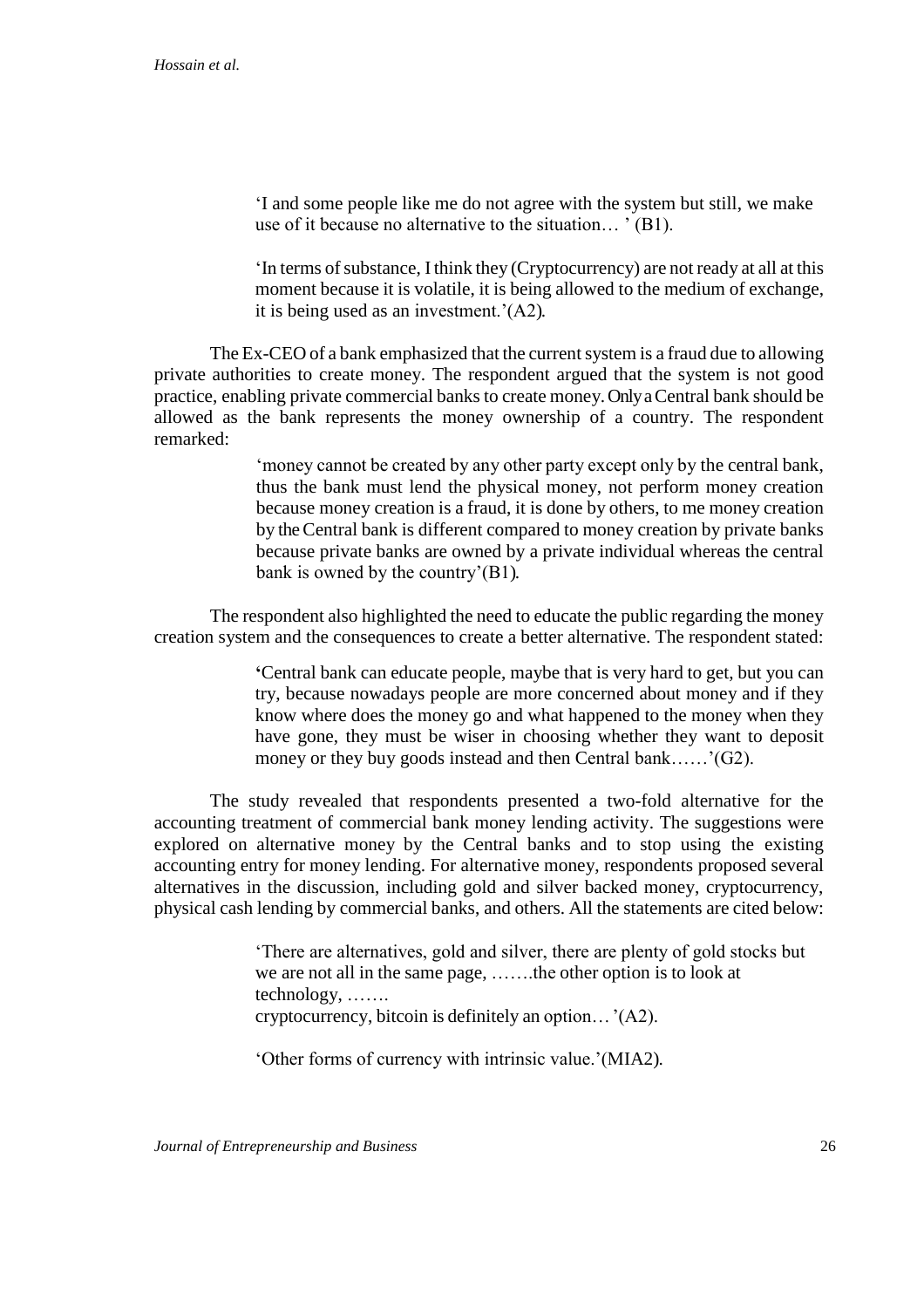> 'I and some people like me do not agree with the system but still, we make use of it because no alternative to the situation… ' (B1).

> 'In terms of substance, I think they (Cryptocurrency) are not ready at all at this moment because it is volatile, it is being allowed to the medium of exchange, it is being used as an investment.'(A2).

The Ex-CEO of a bank emphasized that the current system is a fraud due to allowing private authorities to create money. The respondent argued that the system is not good practice, enabling private commercial banks to create money. Only a Central bank should be allowed as the bank represents the money ownership of a country. The respondent remarked:

> 'money cannot be created by any other party except only by the central bank, thus the bank must lend the physical money, not perform money creation because money creation is a fraud, it is done by others, to me money creation by the Central bank is different compared to money creation by private banks because private banks are owned by a private individual whereas the central bank is owned by the country'(B1).

The respondent also highlighted the need to educate the public regarding the money creation system and the consequences to create a better alternative. The respondent stated:

> 'Central bank can educate people, maybe that is very hard to get, but you can try, because nowadays people are more concerned about money and if they know where does the money go and what happened to the money when they have gone, they must be wiser in choosing whether they want to deposit money or they buy goods instead and then Central bank……'(G2).

The study revealed that respondents presented a two-fold alternative for the accounting treatment of commercial bank money lending activity. The suggestions were explored on alternative money by the Central banks and to stop using the existing accounting entry for money lending. For alternative money, respondents proposed several alternatives in the discussion, including gold and silver backed money, cryptocurrency, physical cash lending by commercial banks, and others. All the statements are cited below:

> 'There are alternatives, gold and silver, there are plenty of gold stocks but we are not all in the same page, …….the other option is to look at technology, …….
> cryptocurrency, bitcoin is definitely an option… '(A2).

> 'Other forms of currency with intrinsic value.'(MIA2).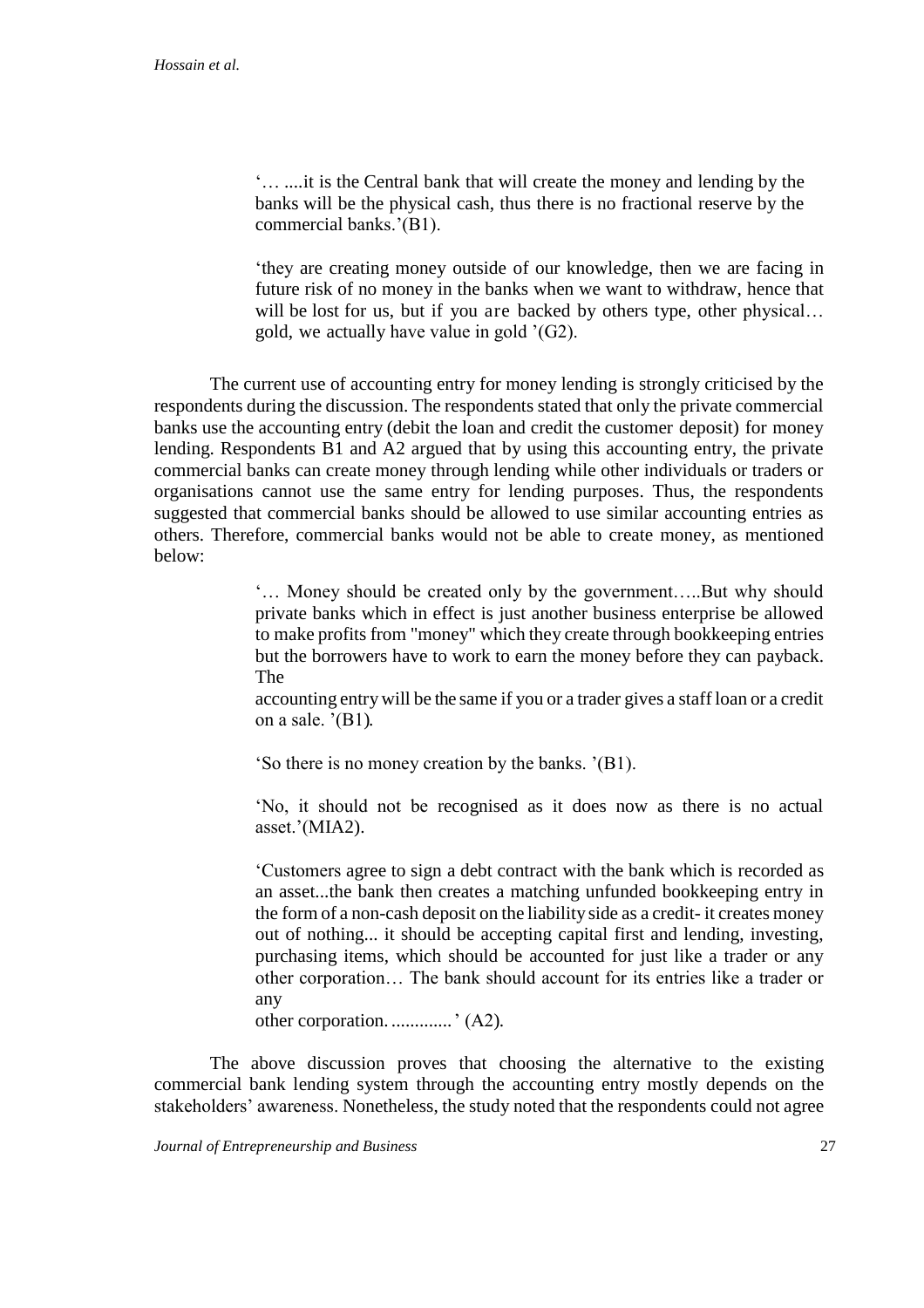> '… ....it is the Central bank that will create the money and lending by the banks will be the physical cash, thus there is no fractional reserve by the commercial banks.'(B1).

> 'they are creating money outside of our knowledge, then we are facing in future risk of no money in the banks when we want to withdraw, hence that will be lost for us, but if you are backed by others type, other physical… gold, we actually have value in gold '(G2).

The current use of accounting entry for money lending is strongly criticised by the respondents during the discussion. The respondents stated that only the private commercial banks use the accounting entry (debit the loan and credit the customer deposit) for money lending. Respondents B1 and A2 argued that by using this accounting entry, the private commercial banks can create money through lending while other individuals or traders or organisations cannot use the same entry for lending purposes. Thus, the respondents suggested that commercial banks should be allowed to use similar accounting entries as others. Therefore, commercial banks would not be able to create money, as mentioned below:

> '… Money should be created only by the government…..But why should private banks which in effect is just another business enterprise be allowed to make profits from "money" which they create through bookkeeping entries but the borrowers have to work to earn the money before they can payback. The accounting entry will be the same if you or a trader gives a staff loan or a credit on a sale. '(B1).

> 'So there is no money creation by the banks. '(B1).

> 'No, it should not be recognised as it does now as there is no actual asset.'(MIA2).

> 'Customers agree to sign a debt contract with the bank which is recorded as an asset...the bank then creates a matching unfunded bookkeeping entry in the form of a non-cash deposit on the liability side as a credit- it creates money out of nothing... it should be accepting capital first and lending, investing, purchasing items, which should be accounted for just like a trader or any other corporation… The bank should account for its entries like a trader or any other corporation. ............' (A2).

The above discussion proves that choosing the alternative to the existing commercial bank lending system through the accounting entry mostly depends on the stakeholders' awareness. Nonetheless, the study noted that the respondents could not agree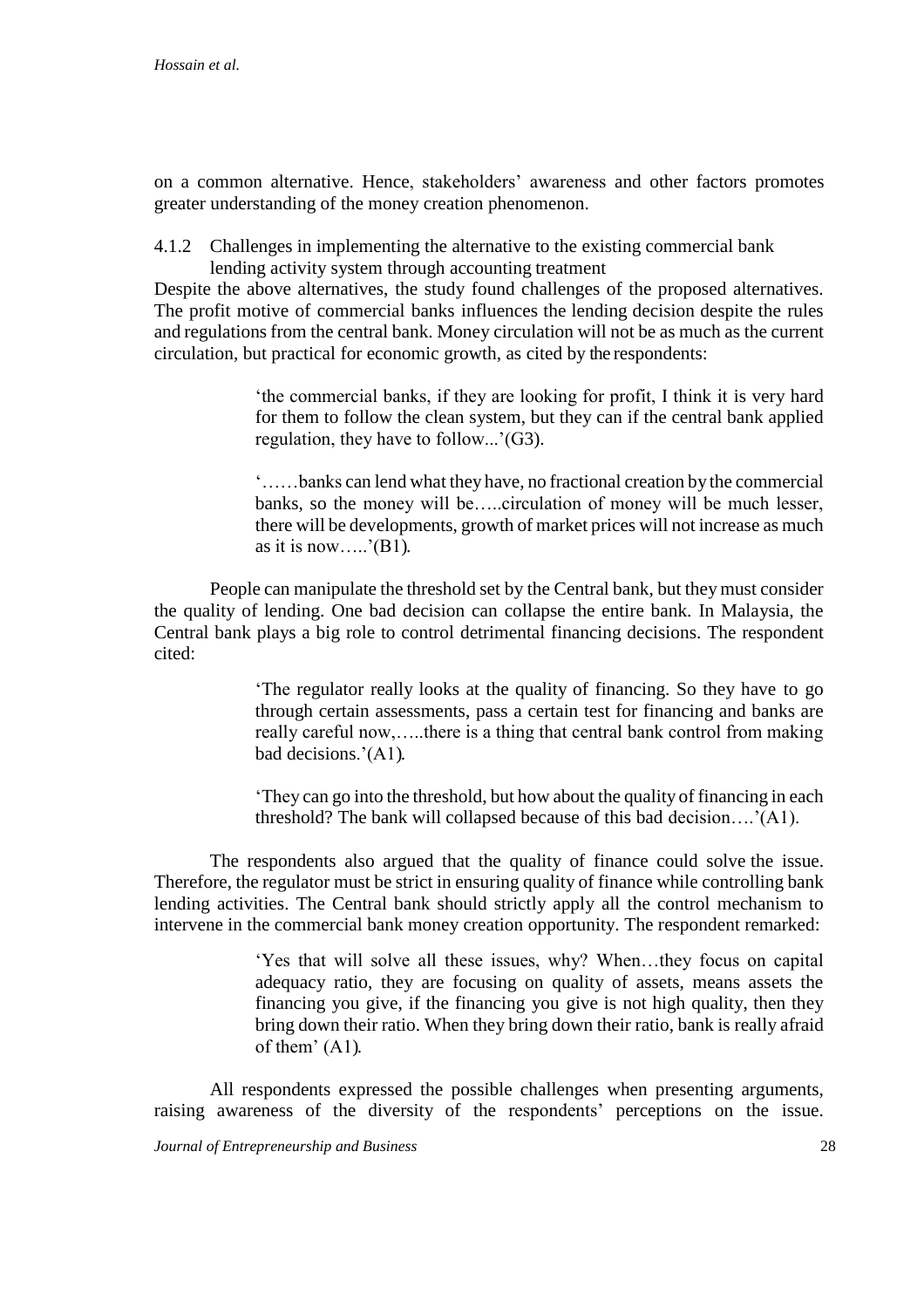on a common alternative. Hence, stakeholders' awareness and other factors promotes greater understanding of the money creation phenomenon.

#### 4.1.2 Challenges in implementing the alternative to the existing commercial bank lending activity system through accounting treatment

Despite the above alternatives, the study found challenges of the proposed alternatives. The profit motive of commercial banks influences the lending decision despite the rules and regulations from the central bank. Money circulation will not be as much as the current circulation, but practical for economic growth, as cited by the respondents:

> 'the commercial banks, if they are looking for profit, I think it is very hard for them to follow the clean system, but they can if the central bank applied regulation, they have to follow...'(G3).

> '……banks can lend what they have, no fractional creation by the commercial banks, so the money will be…..circulation of money will be much lesser, there will be developments, growth of market prices will not increase as much as it is now…..'(B1).

People can manipulate the threshold set by the Central bank, but they must consider the quality of lending. One bad decision can collapse the entire bank. In Malaysia, the Central bank plays a big role to control detrimental financing decisions. The respondent cited:

> 'The regulator really looks at the quality of financing. So they have to go through certain assessments, pass a certain test for financing and banks are really careful now,…..there is a thing that central bank control from making bad decisions.'(A1).

> 'They can go into the threshold, but how about the quality of financing in each threshold? The bank will collapsed because of this bad decision….'(A1).

The respondents also argued that the quality of finance could solve the issue. Therefore, the regulator must be strict in ensuring quality of finance while controlling bank lending activities. The Central bank should strictly apply all the control mechanism to intervene in the commercial bank money creation opportunity. The respondent remarked:

> 'Yes that will solve all these issues, why? When…they focus on capital adequacy ratio, they are focusing on quality of assets, means assets the financing you give, if the financing you give is not high quality, then they bring down their ratio. When they bring down their ratio, bank is really afraid of them' (A1).

All respondents expressed the possible challenges when presenting arguments, raising awareness of the diversity of the respondents' perceptions on the issue.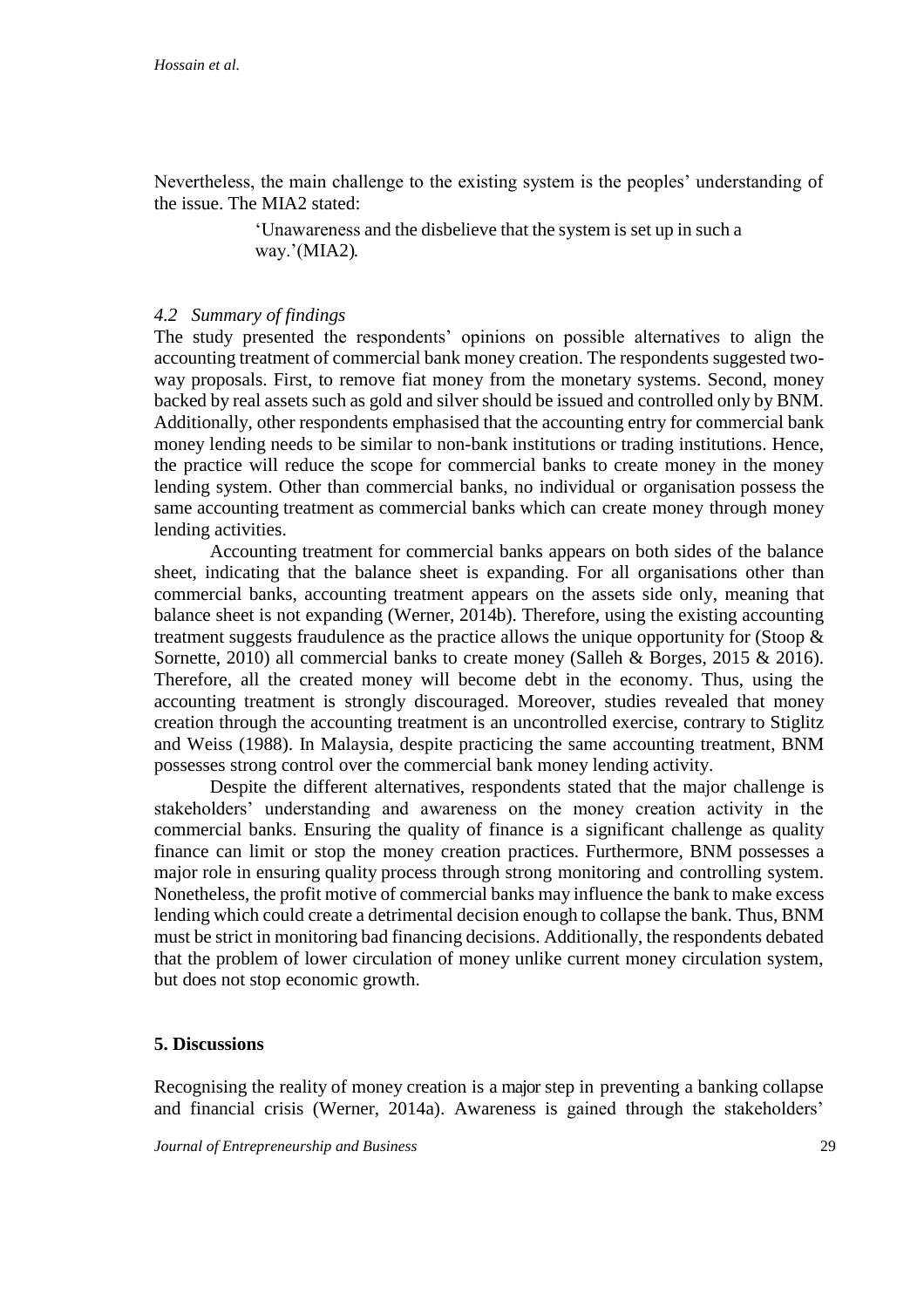Nevertheless, the main challenge to the existing system is the peoples' understanding of the issue. The MIA2 stated:

> 'Unawareness and the disbelieve that the system is set up in such a way.'(MIA2).

### *4.2 Summary of findings*

The study presented the respondents' opinions on possible alternatives to align the accounting treatment of commercial bank money creation. The respondents suggested two-way proposals. First, to remove fiat money from the monetary systems. Second, money backed by real assets such as gold and silver should be issued and controlled only by BNM. Additionally, other respondents emphasised that the accounting entry for commercial bank money lending needs to be similar to non-bank institutions or trading institutions. Hence, the practice will reduce the scope for commercial banks to create money in the money lending system. Other than commercial banks, no individual or organisation possess the same accounting treatment as commercial banks which can create money through money lending activities.

Accounting treatment for commercial banks appears on both sides of the balance sheet, indicating that the balance sheet is expanding. For all organisations other than commercial banks, accounting treatment appears on the assets side only, meaning that balance sheet is not expanding (Werner, 2014b). Therefore, using the existing accounting treatment suggests fraudulence as the practice allows the unique opportunity for (Stoop & Sornette, 2010) all commercial banks to create money (Salleh & Borges, 2015 & 2016). Therefore, all the created money will become debt in the economy. Thus, using the accounting treatment is strongly discouraged. Moreover, studies revealed that money creation through the accounting treatment is an uncontrolled exercise, contrary to Stiglitz and Weiss (1988). In Malaysia, despite practicing the same accounting treatment, BNM possesses strong control over the commercial bank money lending activity.

Despite the different alternatives, respondents stated that the major challenge is stakeholders' understanding and awareness on the money creation activity in the commercial banks. Ensuring the quality of finance is a significant challenge as quality finance can limit or stop the money creation practices. Furthermore, BNM possesses a major role in ensuring quality process through strong monitoring and controlling system. Nonetheless, the profit motive of commercial banks may influence the bank to make excess lending which could create a detrimental decision enough to collapse the bank. Thus, BNM must be strict in monitoring bad financing decisions. Additionally, the respondents debated that the problem of lower circulation of money unlike current money circulation system, but does not stop economic growth.

## 5. Discussions

Recognising the reality of money creation is a major step in preventing a banking collapse and financial crisis (Werner, 2014a). Awareness is gained through the stakeholders'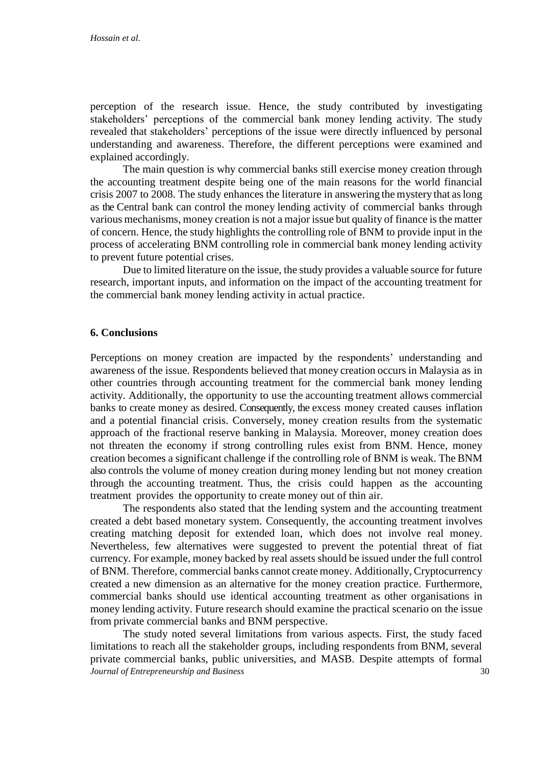perception of the research issue. Hence, the study contributed by investigating stakeholders' perceptions of the commercial bank money lending activity. The study revealed that stakeholders' perceptions of the issue were directly influenced by personal understanding and awareness. Therefore, the different perceptions were examined and explained accordingly.

The main question is why commercial banks still exercise money creation through the accounting treatment despite being one of the main reasons for the world financial crisis 2007 to 2008. The study enhances the literature in answering the mystery that as long as the Central bank can control the money lending activity of commercial banks through various mechanisms, money creation is not a major issue but quality of finance is the matter of concern. Hence, the study highlights the controlling role of BNM to provide input in the process of accelerating BNM controlling role in commercial bank money lending activity to prevent future potential crises.

Due to limited literature on the issue, the study provides a valuable source for future research, important inputs, and information on the impact of the accounting treatment for the commercial bank money lending activity in actual practice.

## 6. Conclusions

Perceptions on money creation are impacted by the respondents' understanding and awareness of the issue. Respondents believed that money creation occurs in Malaysia as in other countries through accounting treatment for the commercial bank money lending activity. Additionally, the opportunity to use the accounting treatment allows commercial banks to create money as desired. Consequently, the excess money created causes inflation and a potential financial crisis. Conversely, money creation results from the systematic approach of the fractional reserve banking in Malaysia. Moreover, money creation does not threaten the economy if strong controlling rules exist from BNM. Hence, money creation becomes a significant challenge if the controlling role of BNM is weak. The BNM also controls the volume of money creation during money lending but not money creation through the accounting treatment. Thus, the crisis could happen as the accounting treatment provides the opportunity to create money out of thin air.

The respondents also stated that the lending system and the accounting treatment created a debt based monetary system. Consequently, the accounting treatment involves creating matching deposit for extended loan, which does not involve real money. Nevertheless, few alternatives were suggested to prevent the potential threat of fiat currency. For example, money backed by real assets should be issued under the full control of BNM. Therefore, commercial banks cannot create money. Additionally, Cryptocurrency created a new dimension as an alternative for the money creation practice. Furthermore, commercial banks should use identical accounting treatment as other organisations in money lending activity. Future research should examine the practical scenario on the issue from private commercial banks and BNM perspective.

The study noted several limitations from various aspects. First, the study faced limitations to reach all the stakeholder groups, including respondents from BNM, several private commercial banks, public universities, and MASB. Despite attempts of formal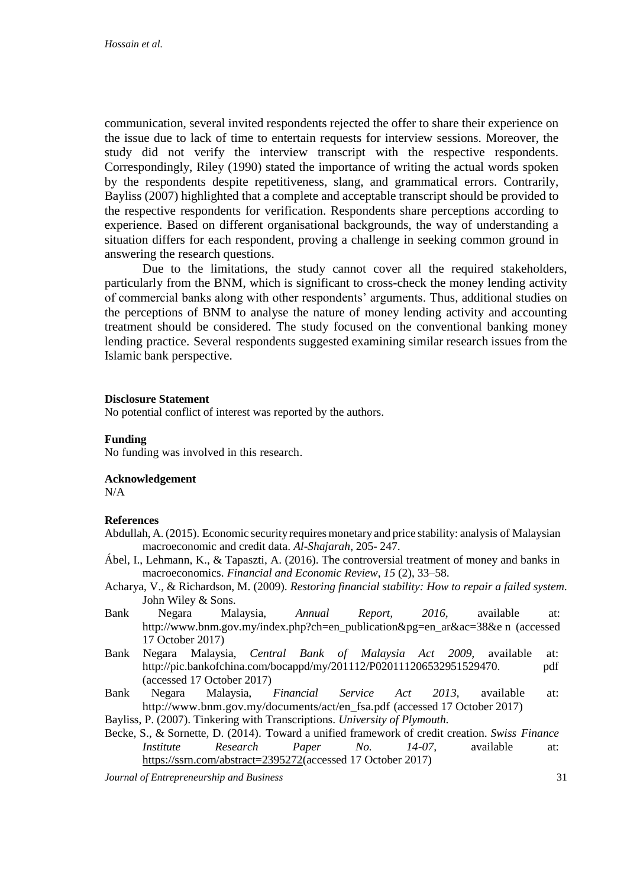communication, several invited respondents rejected the offer to share their experience on the issue due to lack of time to entertain requests for interview sessions. Moreover, the study did not verify the interview transcript with the respective respondents. Correspondingly, Riley (1990) stated the importance of writing the actual words spoken by the respondents despite repetitiveness, slang, and grammatical errors. Contrarily, Bayliss (2007) highlighted that a complete and acceptable transcript should be provided to the respective respondents for verification. Respondents share perceptions according to experience. Based on different organisational backgrounds, the way of understanding a situation differs for each respondent, proving a challenge in seeking common ground in answering the research questions.

Due to the limitations, the study cannot cover all the required stakeholders, particularly from the BNM, which is significant to cross-check the money lending activity of commercial banks along with other respondents' arguments. Thus, additional studies on the perceptions of BNM to analyse the nature of money lending activity and accounting treatment should be considered. The study focused on the conventional banking money lending practice. Several respondents suggested examining similar research issues from the Islamic bank perspective.

**Disclosure Statement**

No potential conflict of interest was reported by the authors.

**Funding**

No funding was involved in this research.

**Acknowledgement**

N/A

**References**

Abdullah, A. (2015). Economic security requires monetary and price stability: analysis of Malaysian macroeconomic and credit data. *Al-Shajarah*, 205- 247.

Ábel, I., Lehmann, K., & Tapaszti, A. (2016). The controversial treatment of money and banks in macroeconomics. *Financial and Economic Review*, *15* (2), 33–58.

Acharya, V., & Richardson, M. (2009). *Restoring financial stability: How to repair a failed system*. John Wiley & Sons.

Bank Negara Malaysia, *Annual Report, 2016*, available at: http://www.bnm.gov.my/index.php?ch=en_publication&pg=en_ar&ac=38&e n (accessed 17 October 2017)

Bank Negara Malaysia, *Central Bank of Malaysia Act 2009*, available at: http://pic.bankofchina.com/bocappd/my/201112/P020111206532951529470. pdf (accessed 17 October 2017)

Bank Negara Malaysia, *Financial Service Act 2013*, available at: http://www.bnm.gov.my/documents/act/en_fsa.pdf (accessed 17 October 2017)

Bayliss, P. (2007). Tinkering with Transcriptions. *University of Plymouth.*

Becke, S., & Sornette, D. (2014). Toward a unified framework of credit creation. *Swiss Finance Institute Research Paper No. 14-07*, available at: https://ssrn.com/abstract=2395272(accessed 17 October 2017)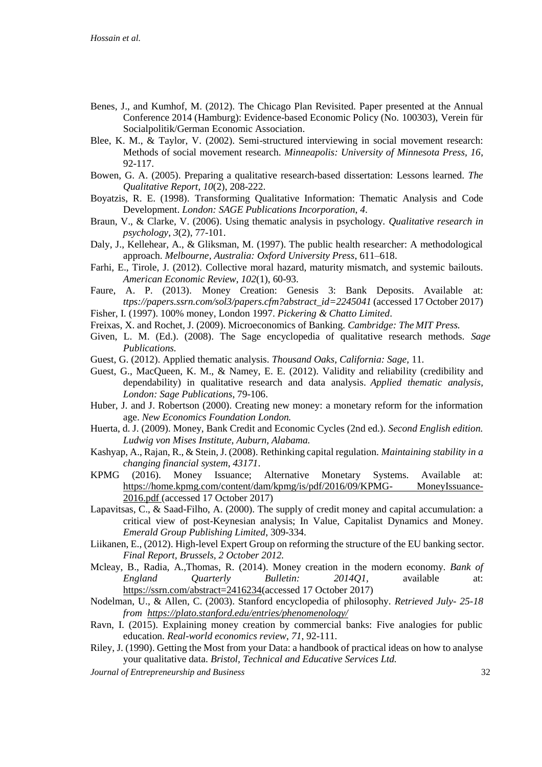Benes, J., and Kumhof, M. (2012). The Chicago Plan Revisited. Paper presented at the Annual Conference 2014 (Hamburg): Evidence-based Economic Policy (No. 100303), Verein für Socialpolitik/German Economic Association.

Blee, K. M., & Taylor, V. (2002). Semi-structured interviewing in social movement research: Methods of social movement research. *Minneapolis: University of Minnesota Press*, *16*, 92-117.

Bowen, G. A. (2005). Preparing a qualitative research-based dissertation: Lessons learned. *The Qualitative Report*, *10*(2), 208-222.

Boyatzis, R. E. (1998). Transforming Qualitative Information: Thematic Analysis and Code Development. *London: SAGE Publications Incorporation*, *4*.

Braun, V., & Clarke, V. (2006). Using thematic analysis in psychology. *Qualitative research in psychology*, *3*(2), 77-101.

Daly, J., Kellehear, A., & Gliksman, M. (1997). The public health researcher: A methodological approach. *Melbourne, Australia: Oxford University Press*, 611–618.

Farhi, E., Tirole, J. (2012). Collective moral hazard, maturity mismatch, and systemic bailouts. *American Economic Review*, *102*(1), 60-93.

Faure, A. P. (2013). Money Creation: Genesis 3: Bank Deposits. Available at: *ttps://papers.ssrn.com/sol3/papers.cfm?abstract_id=2245041* (accessed 17 October 2017)

Fisher, I. (1997). 100% money, London 1997. *Pickering & Chatto Limited*.

Freixas, X. and Rochet, J. (2009). Microeconomics of Banking. *Cambridge: The MIT Press.*

Given, L. M. (Ed.). (2008). The Sage encyclopedia of qualitative research methods. *Sage Publications.*

Guest, G. (2012). Applied thematic analysis. *Thousand Oaks, California: Sage*, 11.

Guest, G., MacQueen, K. M., & Namey, E. E. (2012). Validity and reliability (credibility and dependability) in qualitative research and data analysis. *Applied thematic analysis, London: Sage Publications*, 79-106.

Huber, J. and J. Robertson (2000). Creating new money: a monetary reform for the information age. *New Economics Foundation London.*

Huerta, d. J. (2009). Money, Bank Credit and Economic Cycles (2nd ed.). *Second English edition. Ludwig von Mises Institute, Auburn, Alabama.*

Kashyap, A., Rajan, R., & Stein, J. (2008). Rethinking capital regulation. *Maintaining stability in a changing financial system*, *43171*.

KPMG (2016). Money Issuance; Alternative Monetary Systems. Available at: https://home.kpmg.com/content/dam/kpmg/is/pdf/2016/09/KPMG- MoneyIssuance-2016.pdf (accessed 17 October 2017)

Lapavitsas, C., & Saad-Filho, A. (2000). The supply of credit money and capital accumulation: a critical view of post-Keynesian analysis; In Value, Capitalist Dynamics and Money. *Emerald Group Publishing Limited*, 309-334.

Liikanen, E., (2012). High-level Expert Group on reforming the structure of the EU banking sector. *Final Report, Brussels, 2 October 2012.*

Mcleay, B., Radia, A.,Thomas, R. (2014). Money creation in the modern economy. *Bank of England Quarterly Bulletin: 2014Q1*, available at: https://ssrn.com/abstract=2416234(accessed 17 October 2017)

Nodelman, U., & Allen, C. (2003). Stanford encyclopedia of philosophy. *Retrieved July- 25-18 from https://plato.stanford.edu/entries/phenomenology/*

Ravn, I. (2015). Explaining money creation by commercial banks: Five analogies for public education. *Real-world economics review*, *71*, 92-111.

Riley, J. (1990). Getting the Most from your Data: a handbook of practical ideas on how to analyse your qualitative data. *Bristol, Technical and Educative Services Ltd.*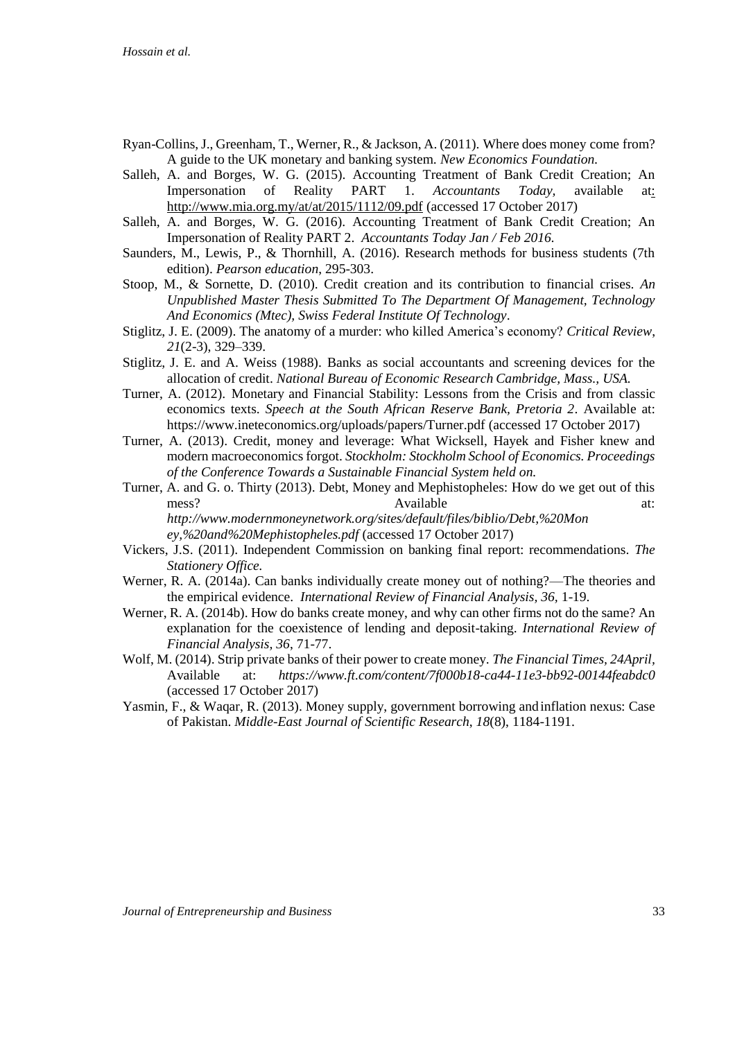Ryan-Collins, J., Greenham, T., Werner, R., & Jackson, A. (2011). Where does money come from? A guide to the UK monetary and banking system. *New Economics Foundation.*

Salleh, A. and Borges, W. G. (2015). Accounting Treatment of Bank Credit Creation; An Impersonation of Reality PART 1. *Accountants Today,* available at: http://www.mia.org.my/at/at/2015/1112/09.pdf (accessed 17 October 2017)

Salleh, A. and Borges, W. G. (2016). Accounting Treatment of Bank Credit Creation; An Impersonation of Reality PART 2. *Accountants Today Jan / Feb 2016.*

Saunders, M., Lewis, P., & Thornhill, A. (2016). Research methods for business students (7th edition). *Pearson education*, 295-303.

Stoop, M., & Sornette, D. (2010). Credit creation and its contribution to financial crises. *An Unpublished Master Thesis Submitted To The Department Of Management, Technology And Economics (Mtec), Swiss Federal Institute Of Technology*.

Stiglitz, J. E. (2009). The anatomy of a murder: who killed America's economy? *Critical Review*, *21*(2-3), 329–339.

Stiglitz, J. E. and A. Weiss (1988). Banks as social accountants and screening devices for the allocation of credit. *National Bureau of Economic Research Cambridge, Mass., USA.*

Turner, A. (2012). Monetary and Financial Stability: Lessons from the Crisis and from classic economics texts. *Speech at the South African Reserve Bank, Pretoria 2*. Available at: https://www.ineteconomics.org/uploads/papers/Turner.pdf (accessed 17 October 2017)

Turner, A. (2013). Credit, money and leverage: What Wicksell, Hayek and Fisher knew and modern macroeconomics forgot. *Stockholm: Stockholm School of Economics. Proceedings of the Conference Towards a Sustainable Financial System held on.*

Turner, A. and G. o. Thirty (2013). Debt, Money and Mephistopheles: How do we get out of this mess? Available at: *http://www.modernmoneynetwork.org/sites/default/files/biblio/Debt,%20Money,%20and%20Mephistopheles.pdf* (accessed 17 October 2017)

Vickers, J.S. (2011). Independent Commission on banking final report: recommendations. *The Stationery Office.*

Werner, R. A. (2014a). Can banks individually create money out of nothing?—The theories and the empirical evidence. *International Review of Financial Analysis, 36*, 1-19.

Werner, R. A. (2014b). How do banks create money, and why can other firms not do the same? An explanation for the coexistence of lending and deposit-taking. *International Review of Financial Analysis, 36*, 71-77.

Wolf, M. (2014). Strip private banks of their power to create money. *The Financial Times, 24April*, Available at: *https://www.ft.com/content/7f000b18-ca44-11e3-bb92-00144feabdc0* (accessed 17 October 2017)

Yasmin, F., & Waqar, R. (2013). Money supply, government borrowing and inflation nexus: Case of Pakistan. *Middle-East Journal of Scientific Research*, *18*(8), 1184-1191.